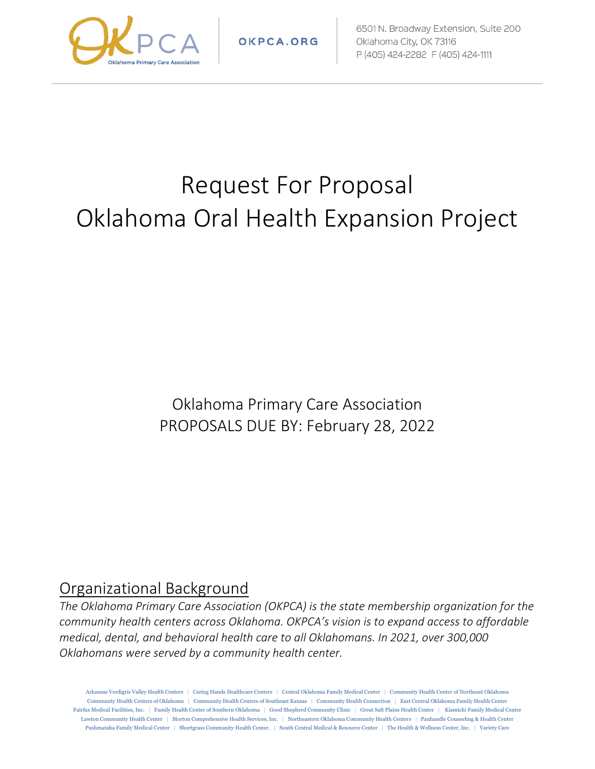OKPCA Oklahoma Primary Care Association | OKPCA.ORG | 6501 N. Broadway Extension, Suite 200, Oklahoma City, OK 73116, P (405) 424-2282 F (405) 424-1111

# Request For Proposal
# Oklahoma Oral Health Expansion Project

Oklahoma Primary Care Association
PROPOSALS DUE BY: February 28, 2022

## Organizational Background

*The Oklahoma Primary Care Association (OKPCA) is the state membership organization for the community health centers across Oklahoma. OKPCA's vision is to expand access to affordable medical, dental, and behavioral health care to all Oklahomans. In 2021, over 300,000 Oklahomans were served by a community health center.*

Arkansas Verdigris Valley Health Centers | Caring Hands Healthcare Centers | Central Oklahoma Family Medical Center | Community Health Center of Northeast Oklahoma | Community Health Centers of Oklahoma | Community Health Centers of Southeast Kansas | Community Health Connection | East Central Oklahoma Family Health Center | Fairfax Medical Facilities, Inc. | Family Health Center of Southern Oklahoma | Good Shepherd Community Clinic | Great Salt Plains Health Center | Kiamichi Family Medical Center | Lawton Community Health Center | Morton Comprehensive Health Services, Inc. | Northeastern Oklahoma Community Health Centers | Panhandle Counseling & Health Center | Pushmataha Family Medical Center | Shortgrass Community Health Center. | South Central Medical & Resource Center | The Health & Wellness Center, Inc. | Variety Care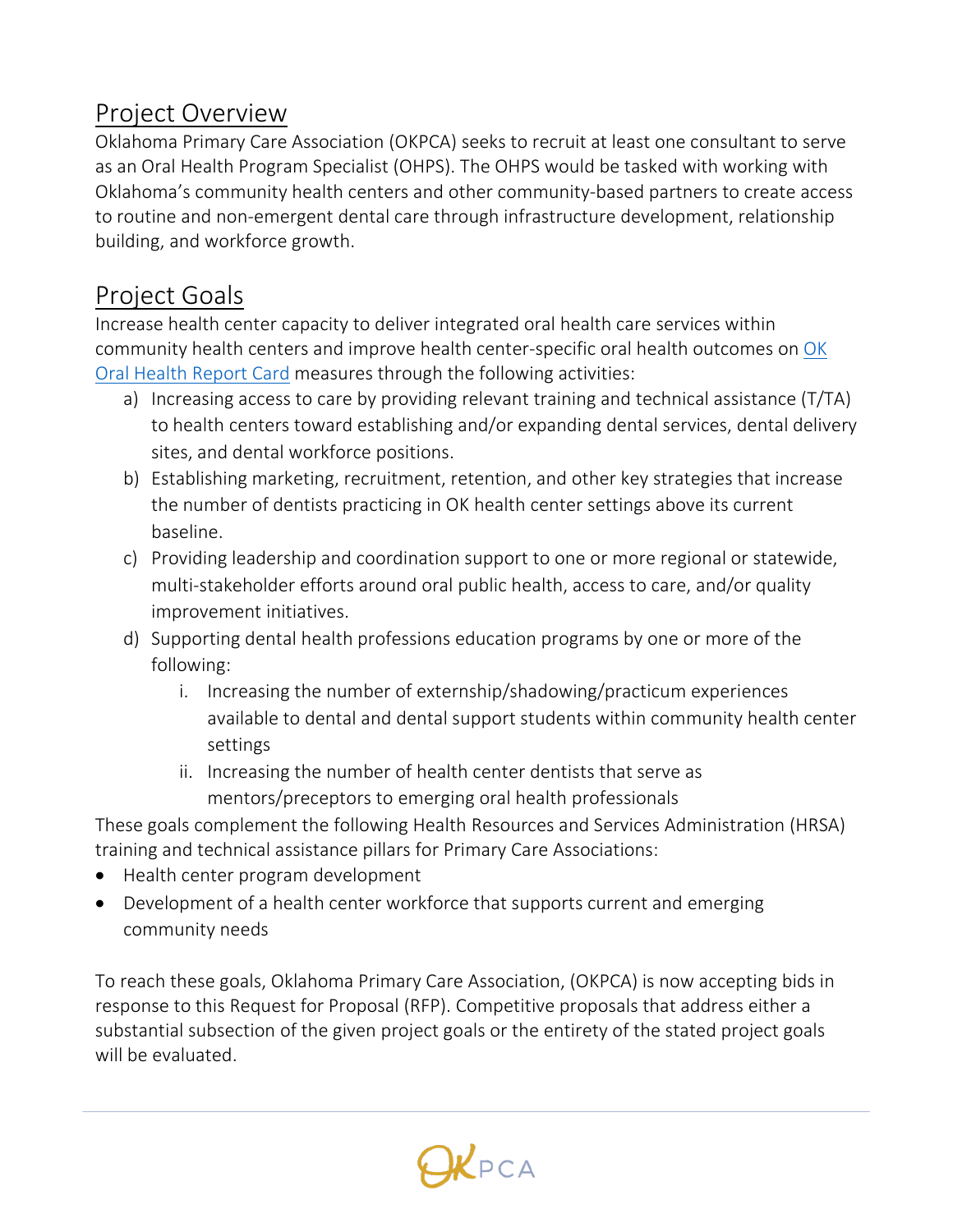## Project Overview

Oklahoma Primary Care Association (OKPCA) seeks to recruit at least one consultant to serve as an Oral Health Program Specialist (OHPS). The OHPS would be tasked with working with Oklahoma's community health centers and other community-based partners to create access to routine and non-emergent dental care through infrastructure development, relationship building, and workforce growth.

## Project Goals

Increase health center capacity to deliver integrated oral health care services within community health centers and improve health center-specific oral health outcomes on OK Oral Health Report Card measures through the following activities:

a) Increasing access to care by providing relevant training and technical assistance (T/TA) to health centers toward establishing and/or expanding dental services, dental delivery sites, and dental workforce positions.

b) Establishing marketing, recruitment, retention, and other key strategies that increase the number of dentists practicing in OK health center settings above its current baseline.

c) Providing leadership and coordination support to one or more regional or statewide, multi-stakeholder efforts around oral public health, access to care, and/or quality improvement initiatives.

d) Supporting dental health professions education programs by one or more of the following:

   i. Increasing the number of externship/shadowing/practicum experiences available to dental and dental support students within community health center settings

   ii. Increasing the number of health center dentists that serve as mentors/preceptors to emerging oral health professionals

These goals complement the following Health Resources and Services Administration (HRSA) training and technical assistance pillars for Primary Care Associations:

- Health center program development
- Development of a health center workforce that supports current and emerging community needs

To reach these goals, Oklahoma Primary Care Association, (OKPCA) is now accepting bids in response to this Request for Proposal (RFP). Competitive proposals that address either a substantial subsection of the given project goals or the entirety of the stated project goals will be evaluated.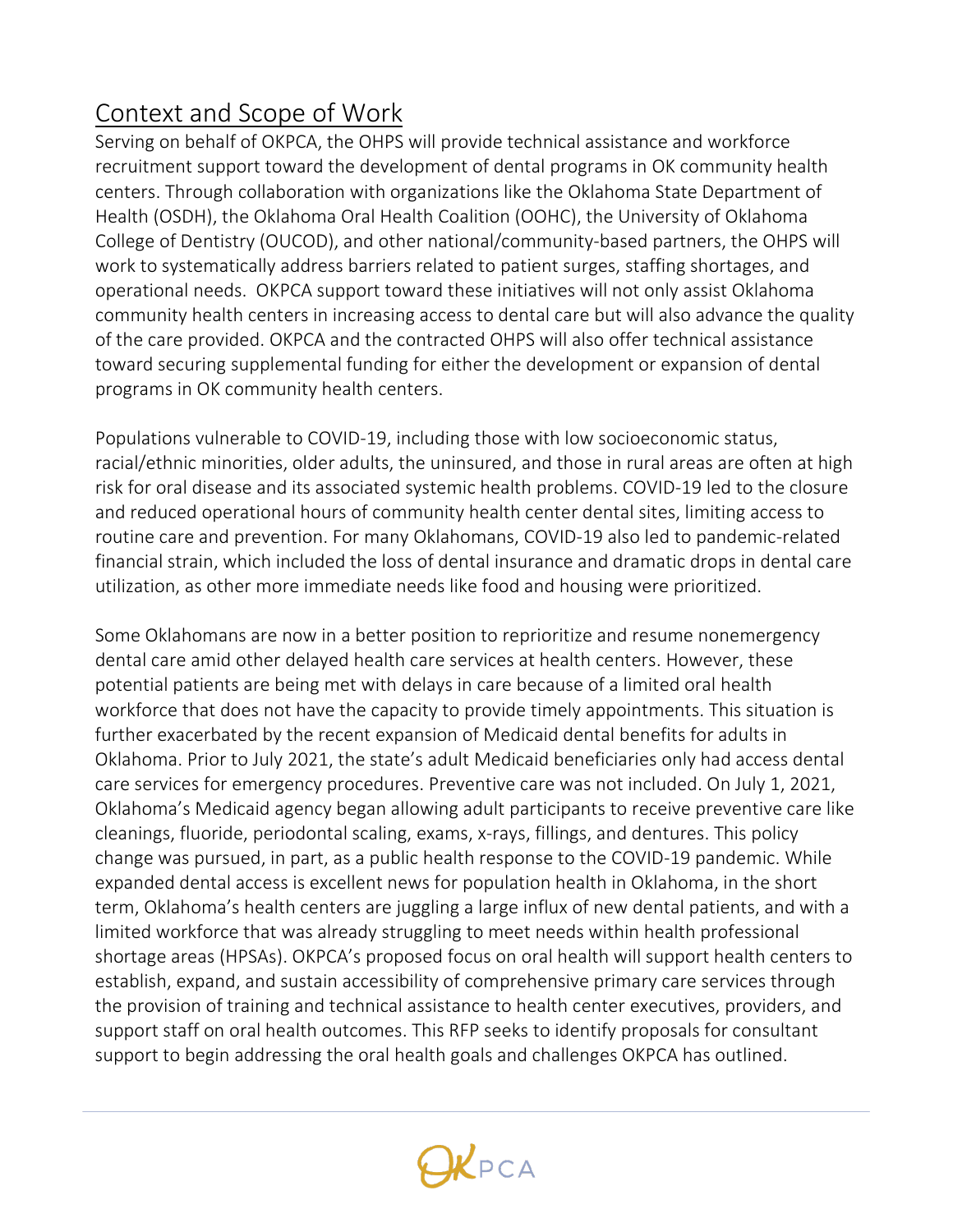## Context and Scope of Work

Serving on behalf of OKPCA, the OHPS will provide technical assistance and workforce recruitment support toward the development of dental programs in OK community health centers. Through collaboration with organizations like the Oklahoma State Department of Health (OSDH), the Oklahoma Oral Health Coalition (OOHC), the University of Oklahoma College of Dentistry (OUCOD), and other national/community-based partners, the OHPS will work to systematically address barriers related to patient surges, staffing shortages, and operational needs. OKPCA support toward these initiatives will not only assist Oklahoma community health centers in increasing access to dental care but will also advance the quality of the care provided. OKPCA and the contracted OHPS will also offer technical assistance toward securing supplemental funding for either the development or expansion of dental programs in OK community health centers.

Populations vulnerable to COVID-19, including those with low socioeconomic status, racial/ethnic minorities, older adults, the uninsured, and those in rural areas are often at high risk for oral disease and its associated systemic health problems. COVID-19 led to the closure and reduced operational hours of community health center dental sites, limiting access to routine care and prevention. For many Oklahomans, COVID-19 also led to pandemic-related financial strain, which included the loss of dental insurance and dramatic drops in dental care utilization, as other more immediate needs like food and housing were prioritized.

Some Oklahomans are now in a better position to reprioritize and resume nonemergency dental care amid other delayed health care services at health centers. However, these potential patients are being met with delays in care because of a limited oral health workforce that does not have the capacity to provide timely appointments. This situation is further exacerbated by the recent expansion of Medicaid dental benefits for adults in Oklahoma. Prior to July 2021, the state's adult Medicaid beneficiaries only had access dental care services for emergency procedures. Preventive care was not included. On July 1, 2021, Oklahoma's Medicaid agency began allowing adult participants to receive preventive care like cleanings, fluoride, periodontal scaling, exams, x-rays, fillings, and dentures. This policy change was pursued, in part, as a public health response to the COVID-19 pandemic. While expanded dental access is excellent news for population health in Oklahoma, in the short term, Oklahoma's health centers are juggling a large influx of new dental patients, and with a limited workforce that was already struggling to meet needs within health professional shortage areas (HPSAs). OKPCA's proposed focus on oral health will support health centers to establish, expand, and sustain accessibility of comprehensive primary care services through the provision of training and technical assistance to health center executives, providers, and support staff on oral health outcomes. This RFP seeks to identify proposals for consultant support to begin addressing the oral health goals and challenges OKPCA has outlined.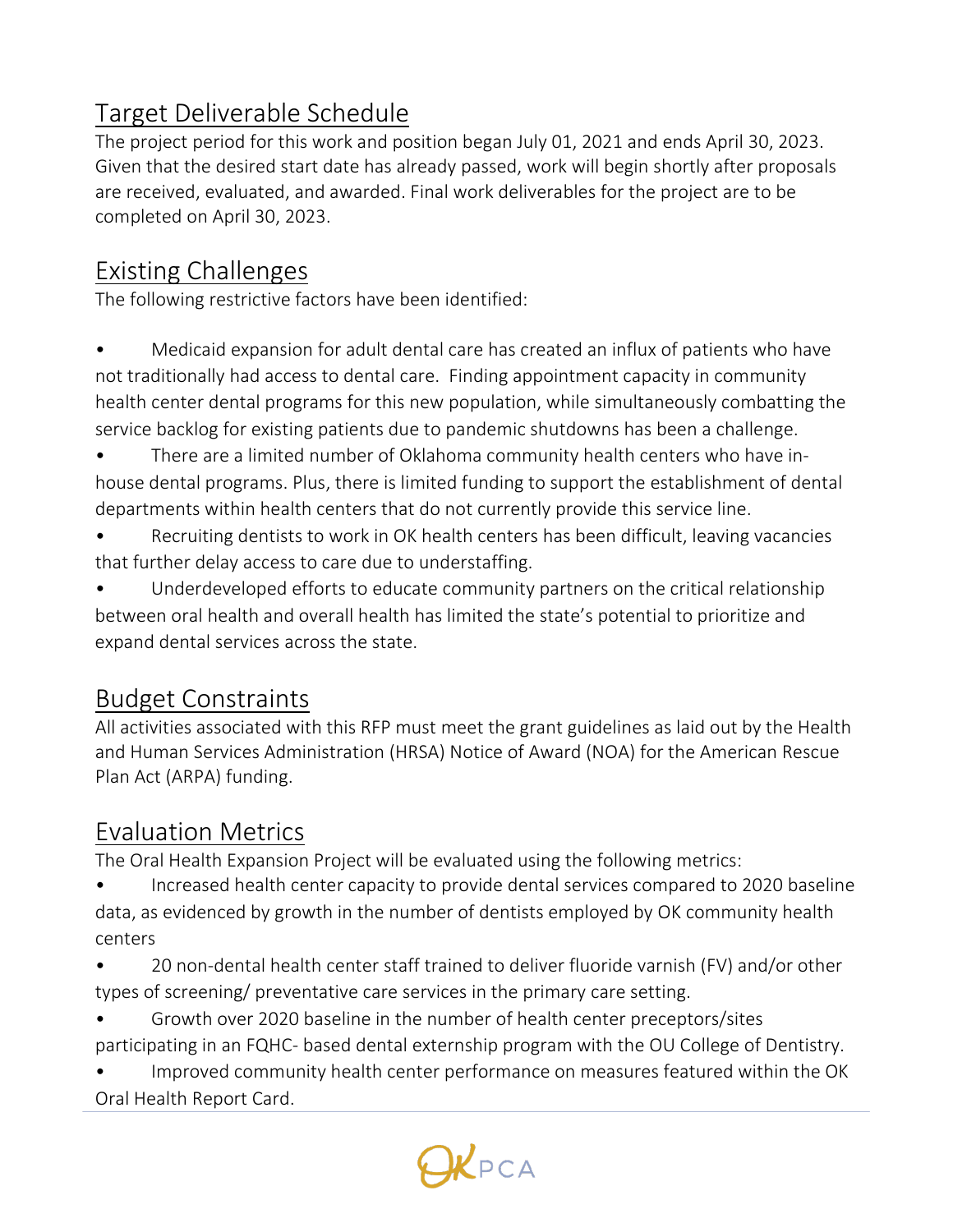## Target Deliverable Schedule

The project period for this work and position began July 01, 2021 and ends April 30, 2023. Given that the desired start date has already passed, work will begin shortly after proposals are received, evaluated, and awarded. Final work deliverables for the project are to be completed on April 30, 2023.

## Existing Challenges

The following restrictive factors have been identified:

- Medicaid expansion for adult dental care has created an influx of patients who have not traditionally had access to dental care. Finding appointment capacity in community health center dental programs for this new population, while simultaneously combatting the service backlog for existing patients due to pandemic shutdowns has been a challenge.
- There are a limited number of Oklahoma community health centers who have in-house dental programs. Plus, there is limited funding to support the establishment of dental departments within health centers that do not currently provide this service line.
- Recruiting dentists to work in OK health centers has been difficult, leaving vacancies that further delay access to care due to understaffing.
- Underdeveloped efforts to educate community partners on the critical relationship between oral health and overall health has limited the state's potential to prioritize and expand dental services across the state.

## Budget Constraints

All activities associated with this RFP must meet the grant guidelines as laid out by the Health and Human Services Administration (HRSA) Notice of Award (NOA) for the American Rescue Plan Act (ARPA) funding.

## Evaluation Metrics

The Oral Health Expansion Project will be evaluated using the following metrics:

- Increased health center capacity to provide dental services compared to 2020 baseline data, as evidenced by growth in the number of dentists employed by OK community health centers
- 20 non-dental health center staff trained to deliver fluoride varnish (FV) and/or other types of screening/ preventative care services in the primary care setting.
- Growth over 2020 baseline in the number of health center preceptors/sites participating in an FQHC- based dental externship program with the OU College of Dentistry.
- Improved community health center performance on measures featured within the OK Oral Health Report Card.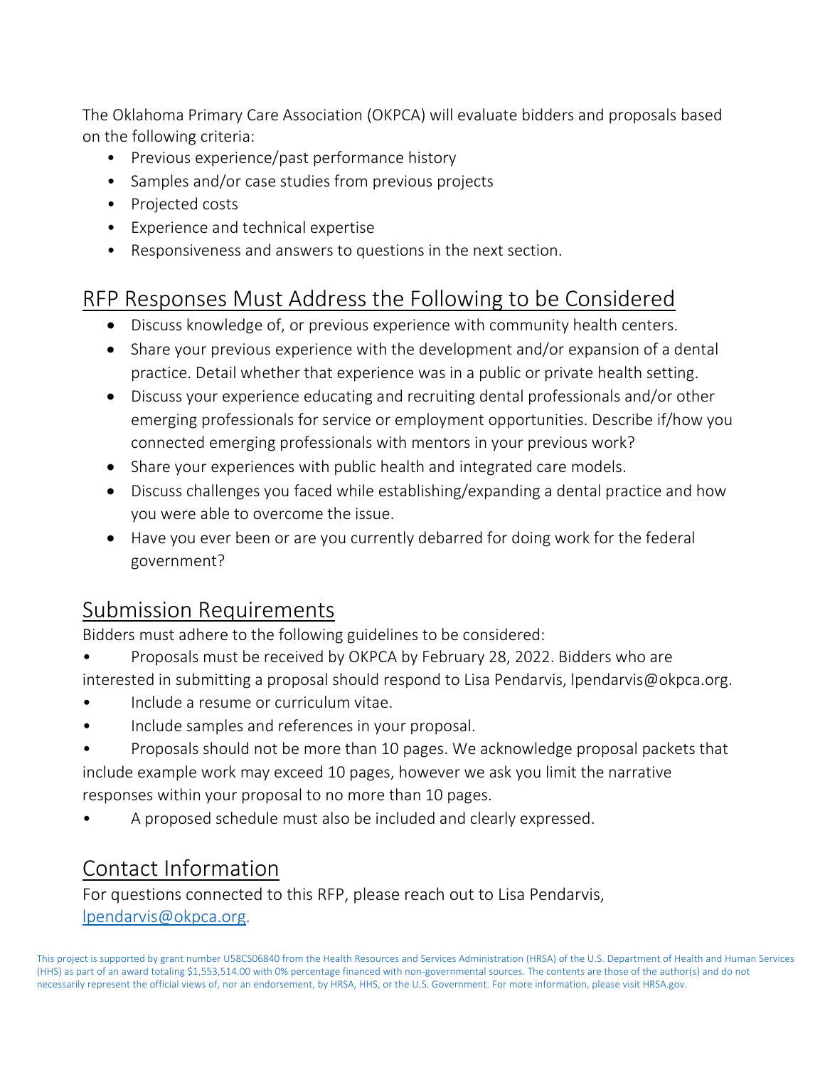The Oklahoma Primary Care Association (OKPCA) will evaluate bidders and proposals based on the following criteria:

- Previous experience/past performance history
- Samples and/or case studies from previous projects
- Projected costs
- Experience and technical expertise
- Responsiveness and answers to questions in the next section.

## RFP Responses Must Address the Following to be Considered

- Discuss knowledge of, or previous experience with community health centers.
- Share your previous experience with the development and/or expansion of a dental practice. Detail whether that experience was in a public or private health setting.
- Discuss your experience educating and recruiting dental professionals and/or other emerging professionals for service or employment opportunities. Describe if/how you connected emerging professionals with mentors in your previous work?
- Share your experiences with public health and integrated care models.
- Discuss challenges you faced while establishing/expanding a dental practice and how you were able to overcome the issue.
- Have you ever been or are you currently debarred for doing work for the federal government?

## Submission Requirements

Bidders must adhere to the following guidelines to be considered:

- Proposals must be received by OKPCA by February 28, 2022. Bidders who are interested in submitting a proposal should respond to Lisa Pendarvis, lpendarvis@okpca.org.
- Include a resume or curriculum vitae.
- Include samples and references in your proposal.
- Proposals should not be more than 10 pages. We acknowledge proposal packets that include example work may exceed 10 pages, however we ask you limit the narrative responses within your proposal to no more than 10 pages.
- A proposed schedule must also be included and clearly expressed.

## Contact Information

For questions connected to this RFP, please reach out to Lisa Pendarvis, lpendarvis@okpca.org.

This project is supported by grant number U58CS06840 from the Health Resources and Services Administration (HRSA) of the U.S. Department of Health and Human Services (HHS) as part of an award totaling $1,553,514.00 with 0% percentage financed with non-governmental sources. The contents are those of the author(s) and do not necessarily represent the official views of, nor an endorsement, by HRSA, HHS, or the U.S. Government. For more information, please visit HRSA.gov.